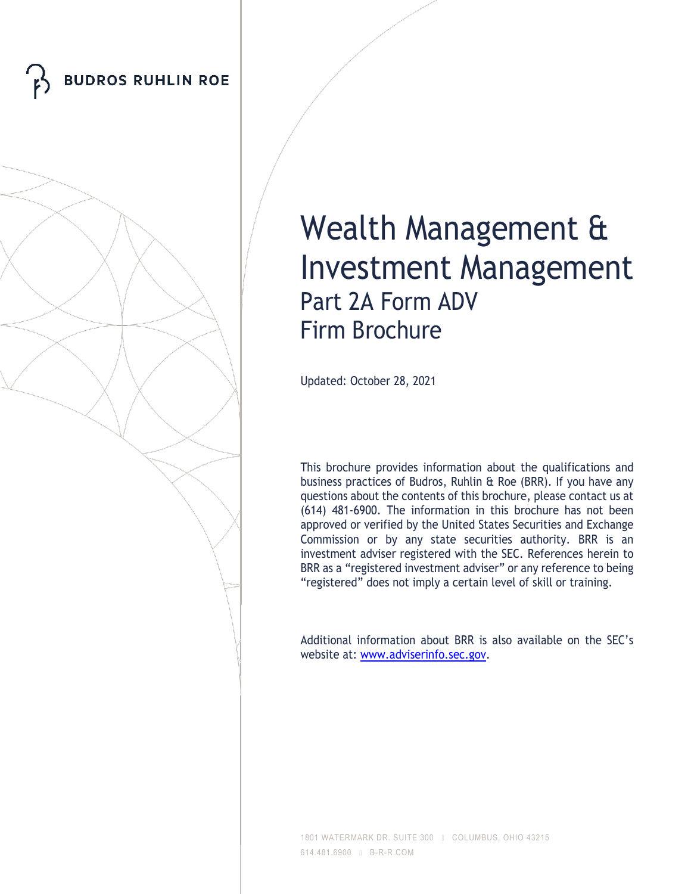BUDROS RUHLIN ROE

# Wealth Management & Investment Management

## Part 2A Form ADV
## Firm Brochure

Updated: October 28, 2021

This brochure provides information about the qualifications and business practices of Budros, Ruhlin & Roe (BRR). If you have any questions about the contents of this brochure, please contact us at (614) 481-6900. The information in this brochure has not been approved or verified by the United States Securities and Exchange Commission or by any state securities authority. BRR is an investment adviser registered with the SEC. References herein to BRR as a "registered investment adviser" or any reference to being "registered" does not imply a certain level of skill or training.

Additional information about BRR is also available on the SEC's website at: www.adviserinfo.sec.gov.

1801 WATERMARK DR. SUITE 300 | COLUMBUS, OHIO 43215
614.481.6900 | B-R-R.COM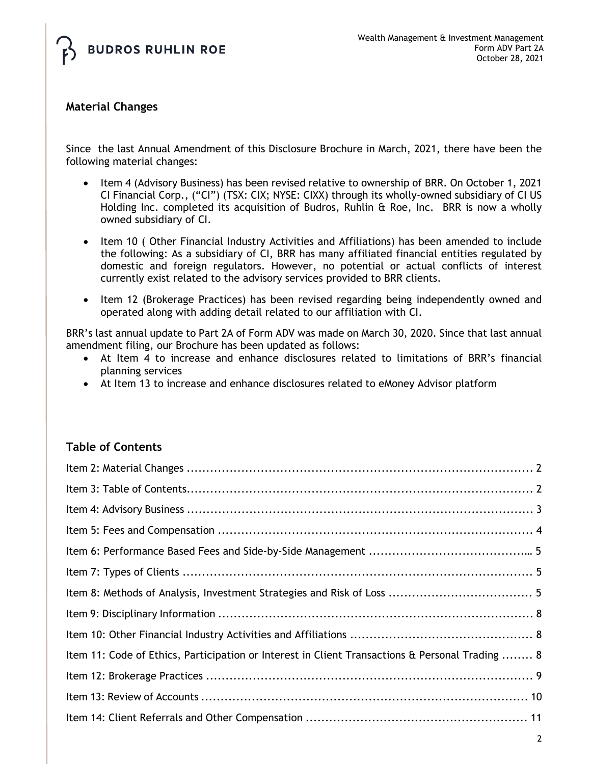## Material Changes

Since the last Annual Amendment of this Disclosure Brochure in March, 2021, there have been the following material changes:

- Item 4 (Advisory Business) has been revised relative to ownership of BRR. On October 1, 2021 CI Financial Corp., ("CI") (TSX: CIX; NYSE: CIXX) through its wholly-owned subsidiary of CI US Holding Inc. completed its acquisition of Budros, Ruhlin & Roe, Inc. BRR is now a wholly owned subsidiary of CI.
- Item 10 ( Other Financial Industry Activities and Affiliations) has been amended to include the following: As a subsidiary of CI, BRR has many affiliated financial entities regulated by domestic and foreign regulators. However, no potential or actual conflicts of interest currently exist related to the advisory services provided to BRR clients.
- Item 12 (Brokerage Practices) has been revised regarding being independently owned and operated along with adding detail related to our affiliation with CI.

BRR's last annual update to Part 2A of Form ADV was made on March 30, 2020. Since that last annual amendment filing, our Brochure has been updated as follows:

- At Item 4 to increase and enhance disclosures related to limitations of BRR's financial planning services
- At Item 13 to increase and enhance disclosures related to eMoney Advisor platform

## Table of Contents

Item 2: Material Changes ........ 2
Item 3: Table of Contents........ 2
Item 4: Advisory Business ........ 3
Item 5: Fees and Compensation ........ 4
Item 6: Performance Based Fees and Side-by-Side Management ........ 5
Item 7: Types of Clients ........ 5
Item 8: Methods of Analysis, Investment Strategies and Risk of Loss ........ 5
Item 9: Disciplinary Information ........ 8
Item 10: Other Financial Industry Activities and Affiliations ........ 8
Item 11: Code of Ethics, Participation or Interest in Client Transactions & Personal Trading ........ 8
Item 12: Brokerage Practices ........ 9
Item 13: Review of Accounts ........ 10
Item 14: Client Referrals and Other Compensation ........ 11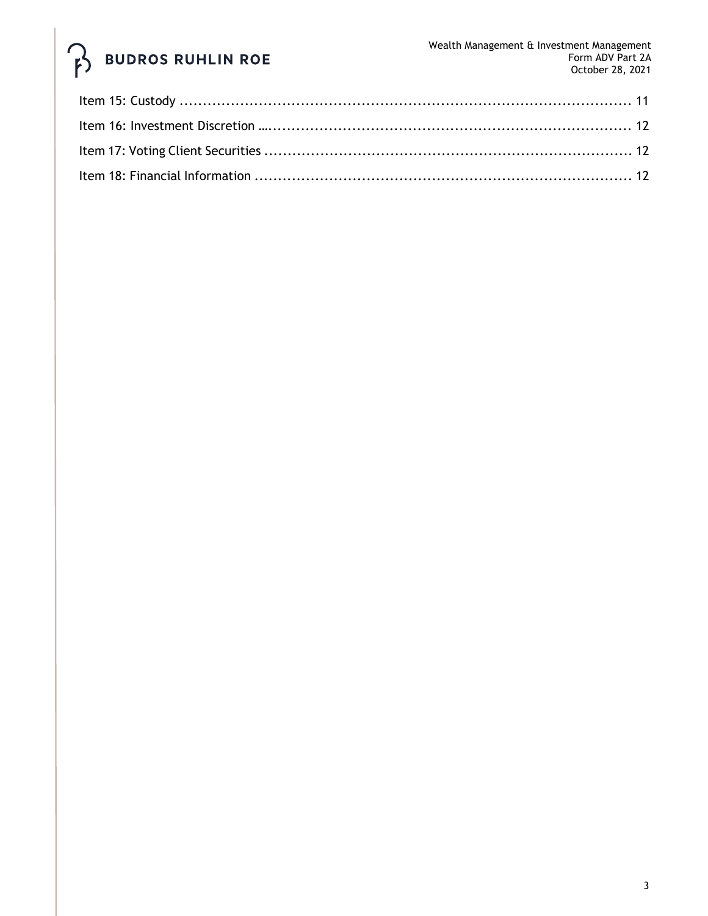Item 15: Custody .................................................................................................... 11

Item 16: Investment Discretion ….............................................................................. 12

Item 17: Voting Client Securities ............................................................................... 12

Item 18: Financial Information ................................................................................. 12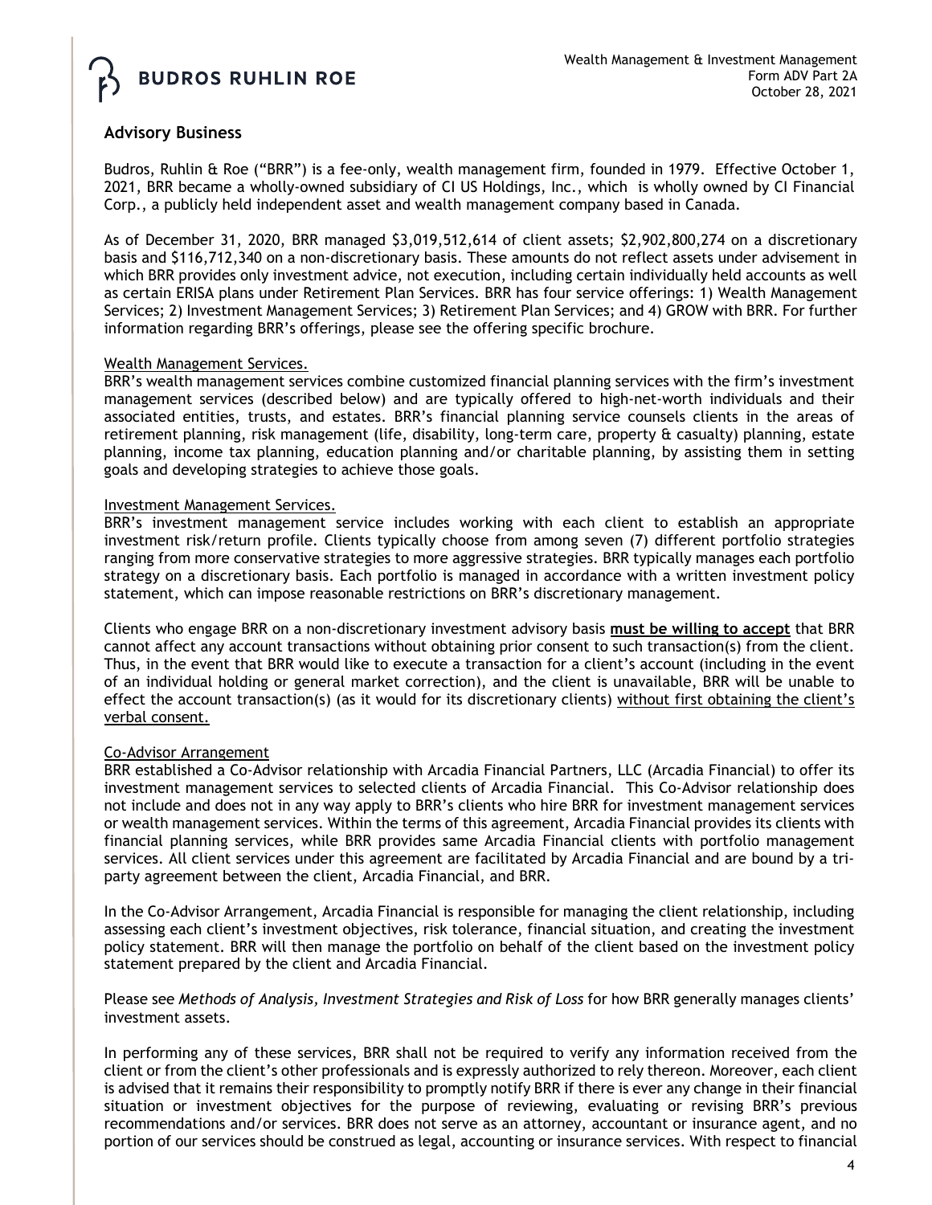## Advisory Business

Budros, Ruhlin & Roe ("BRR") is a fee-only, wealth management firm, founded in 1979. Effective October 1, 2021, BRR became a wholly-owned subsidiary of CI US Holdings, Inc., which is wholly owned by CI Financial Corp., a publicly held independent asset and wealth management company based in Canada.

As of December 31, 2020, BRR managed $3,019,512,614 of client assets; $2,902,800,274 on a discretionary basis and $116,712,340 on a non-discretionary basis. These amounts do not reflect assets under advisement in which BRR provides only investment advice, not execution, including certain individually held accounts as well as certain ERISA plans under Retirement Plan Services. BRR has four service offerings: 1) Wealth Management Services; 2) Investment Management Services; 3) Retirement Plan Services; and 4) GROW with BRR. For further information regarding BRR's offerings, please see the offering specific brochure.

Wealth Management Services.

BRR's wealth management services combine customized financial planning services with the firm's investment management services (described below) and are typically offered to high-net-worth individuals and their associated entities, trusts, and estates. BRR's financial planning service counsels clients in the areas of retirement planning, risk management (life, disability, long-term care, property & casualty) planning, estate planning, income tax planning, education planning and/or charitable planning, by assisting them in setting goals and developing strategies to achieve those goals.

Investment Management Services.

BRR's investment management service includes working with each client to establish an appropriate investment risk/return profile. Clients typically choose from among seven (7) different portfolio strategies ranging from more conservative strategies to more aggressive strategies. BRR typically manages each portfolio strategy on a discretionary basis. Each portfolio is managed in accordance with a written investment policy statement, which can impose reasonable restrictions on BRR's discretionary management.

Clients who engage BRR on a non-discretionary investment advisory basis **must be willing to accept** that BRR cannot affect any account transactions without obtaining prior consent to such transaction(s) from the client. Thus, in the event that BRR would like to execute a transaction for a client's account (including in the event of an individual holding or general market correction), and the client is unavailable, BRR will be unable to effect the account transaction(s) (as it would for its discretionary clients) without first obtaining the client's verbal consent.

Co-Advisor Arrangement

BRR established a Co-Advisor relationship with Arcadia Financial Partners, LLC (Arcadia Financial) to offer its investment management services to selected clients of Arcadia Financial. This Co-Advisor relationship does not include and does not in any way apply to BRR's clients who hire BRR for investment management services or wealth management services. Within the terms of this agreement, Arcadia Financial provides its clients with financial planning services, while BRR provides same Arcadia Financial clients with portfolio management services. All client services under this agreement are facilitated by Arcadia Financial and are bound by a tri-party agreement between the client, Arcadia Financial, and BRR.

In the Co-Advisor Arrangement, Arcadia Financial is responsible for managing the client relationship, including assessing each client's investment objectives, risk tolerance, financial situation, and creating the investment policy statement. BRR will then manage the portfolio on behalf of the client based on the investment policy statement prepared by the client and Arcadia Financial.

Please see *Methods of Analysis, Investment Strategies and Risk of Loss* for how BRR generally manages clients' investment assets.

In performing any of these services, BRR shall not be required to verify any information received from the client or from the client's other professionals and is expressly authorized to rely thereon. Moreover, each client is advised that it remains their responsibility to promptly notify BRR if there is ever any change in their financial situation or investment objectives for the purpose of reviewing, evaluating or revising BRR's previous recommendations and/or services. BRR does not serve as an attorney, accountant or insurance agent, and no portion of our services should be construed as legal, accounting or insurance services. With respect to financial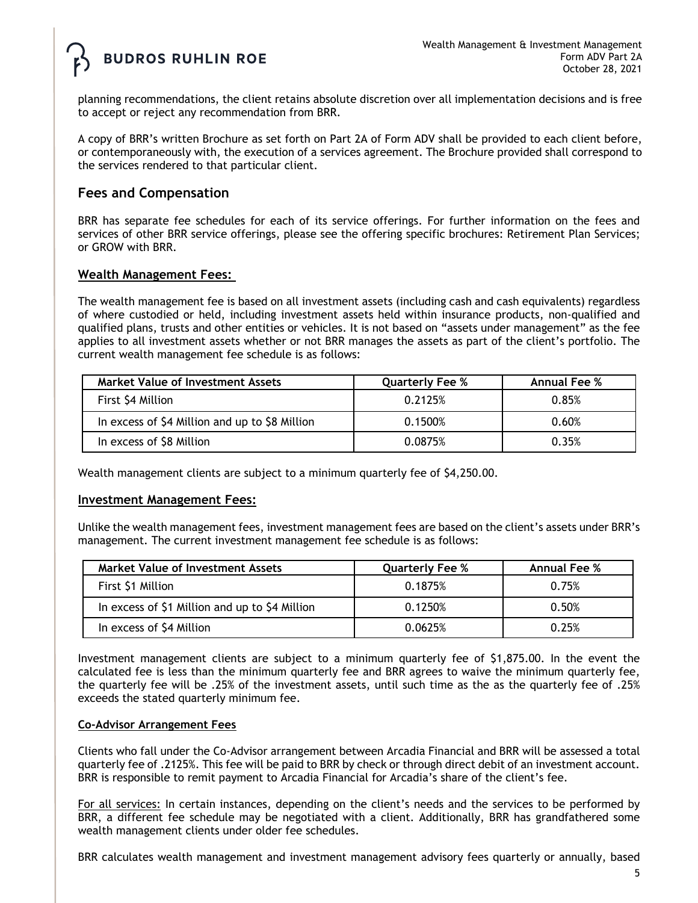planning recommendations, the client retains absolute discretion over all implementation decisions and is free to accept or reject any recommendation from BRR.

A copy of BRR's written Brochure as set forth on Part 2A of Form ADV shall be provided to each client before, or contemporaneously with, the execution of a services agreement. The Brochure provided shall correspond to the services rendered to that particular client.

## Fees and Compensation

BRR has separate fee schedules for each of its service offerings. For further information on the fees and services of other BRR service offerings, please see the offering specific brochures: Retirement Plan Services; or GROW with BRR.

### Wealth Management Fees:

The wealth management fee is based on all investment assets (including cash and cash equivalents) regardless of where custodied or held, including investment assets held within insurance products, non-qualified and qualified plans, trusts and other entities or vehicles. It is not based on "assets under management" as the fee applies to all investment assets whether or not BRR manages the assets as part of the client's portfolio. The current wealth management fee schedule is as follows:

| Market Value of Investment Assets | Quarterly Fee % | Annual Fee % |
| --- | --- | --- |
| First $4 Million | 0.2125% | 0.85% |
| In excess of $4 Million and up to $8 Million | 0.1500% | 0.60% |
| In excess of $8 Million | 0.0875% | 0.35% |

Wealth management clients are subject to a minimum quarterly fee of $4,250.00.

### Investment Management Fees:

Unlike the wealth management fees, investment management fees are based on the client's assets under BRR's management. The current investment management fee schedule is as follows:

| Market Value of Investment Assets | Quarterly Fee % | Annual Fee % |
| --- | --- | --- |
| First $1 Million | 0.1875% | 0.75% |
| In excess of $1 Million and up to $4 Million | 0.1250% | 0.50% |
| In excess of $4 Million | 0.0625% | 0.25% |

Investment management clients are subject to a minimum quarterly fee of $1,875.00. In the event the calculated fee is less than the minimum quarterly fee and BRR agrees to waive the minimum quarterly fee, the quarterly fee will be .25% of the investment assets, until such time as the as the quarterly fee of .25% exceeds the stated quarterly minimum fee.

#### Co-Advisor Arrangement Fees

Clients who fall under the Co-Advisor arrangement between Arcadia Financial and BRR will be assessed a total quarterly fee of .2125%. This fee will be paid to BRR by check or through direct debit of an investment account. BRR is responsible to remit payment to Arcadia Financial for Arcadia's share of the client's fee.

For all services: In certain instances, depending on the client's needs and the services to be performed by BRR, a different fee schedule may be negotiated with a client. Additionally, BRR has grandfathered some wealth management clients under older fee schedules.

BRR calculates wealth management and investment management advisory fees quarterly or annually, based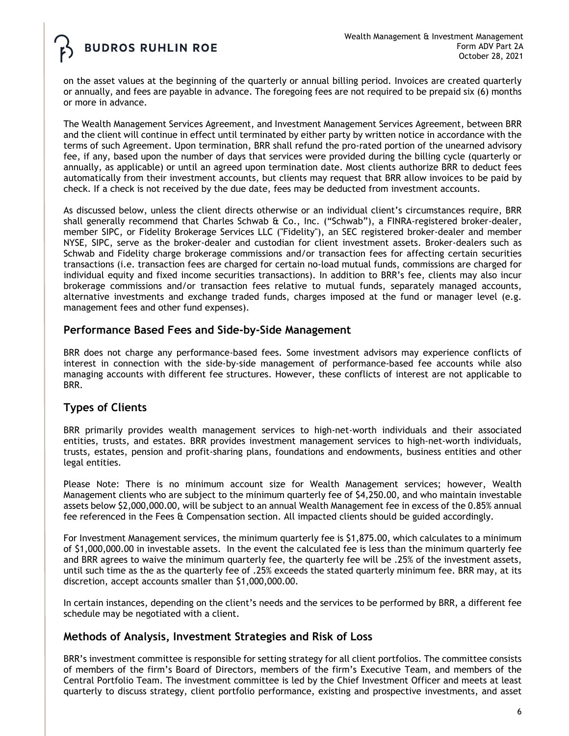on the asset values at the beginning of the quarterly or annual billing period. Invoices are created quarterly or annually, and fees are payable in advance. The foregoing fees are not required to be prepaid six (6) months or more in advance.

The Wealth Management Services Agreement, and Investment Management Services Agreement, between BRR and the client will continue in effect until terminated by either party by written notice in accordance with the terms of such Agreement. Upon termination, BRR shall refund the pro-rated portion of the unearned advisory fee, if any, based upon the number of days that services were provided during the billing cycle (quarterly or annually, as applicable) or until an agreed upon termination date. Most clients authorize BRR to deduct fees automatically from their investment accounts, but clients may request that BRR allow invoices to be paid by check. If a check is not received by the due date, fees may be deducted from investment accounts.

As discussed below, unless the client directs otherwise or an individual client's circumstances require, BRR shall generally recommend that Charles Schwab & Co., Inc. ("Schwab"), a FINRA-registered broker-dealer, member SIPC, or Fidelity Brokerage Services LLC ("Fidelity"), an SEC registered broker-dealer and member NYSE, SIPC, serve as the broker-dealer and custodian for client investment assets. Broker-dealers such as Schwab and Fidelity charge brokerage commissions and/or transaction fees for affecting certain securities transactions (i.e. transaction fees are charged for certain no-load mutual funds, commissions are charged for individual equity and fixed income securities transactions). In addition to BRR's fee, clients may also incur brokerage commissions and/or transaction fees relative to mutual funds, separately managed accounts, alternative investments and exchange traded funds, charges imposed at the fund or manager level (e.g. management fees and other fund expenses).

## Performance Based Fees and Side-by-Side Management

BRR does not charge any performance-based fees. Some investment advisors may experience conflicts of interest in connection with the side-by-side management of performance-based fee accounts while also managing accounts with different fee structures. However, these conflicts of interest are not applicable to BRR.

## Types of Clients

BRR primarily provides wealth management services to high-net-worth individuals and their associated entities, trusts, and estates. BRR provides investment management services to high-net-worth individuals, trusts, estates, pension and profit-sharing plans, foundations and endowments, business entities and other legal entities.

Please Note: There is no minimum account size for Wealth Management services; however, Wealth Management clients who are subject to the minimum quarterly fee of $4,250.00, and who maintain investable assets below $2,000,000.00, will be subject to an annual Wealth Management fee in excess of the 0.85% annual fee referenced in the Fees & Compensation section. All impacted clients should be guided accordingly.

For Investment Management services, the minimum quarterly fee is $1,875.00, which calculates to a minimum of $1,000,000.00 in investable assets. In the event the calculated fee is less than the minimum quarterly fee and BRR agrees to waive the minimum quarterly fee, the quarterly fee will be .25% of the investment assets, until such time as the as the quarterly fee of .25% exceeds the stated quarterly minimum fee. BRR may, at its discretion, accept accounts smaller than $1,000,000.00.

In certain instances, depending on the client's needs and the services to be performed by BRR, a different fee schedule may be negotiated with a client.

## Methods of Analysis, Investment Strategies and Risk of Loss

BRR's investment committee is responsible for setting strategy for all client portfolios. The committee consists of members of the firm's Board of Directors, members of the firm's Executive Team, and members of the Central Portfolio Team. The investment committee is led by the Chief Investment Officer and meets at least quarterly to discuss strategy, client portfolio performance, existing and prospective investments, and asset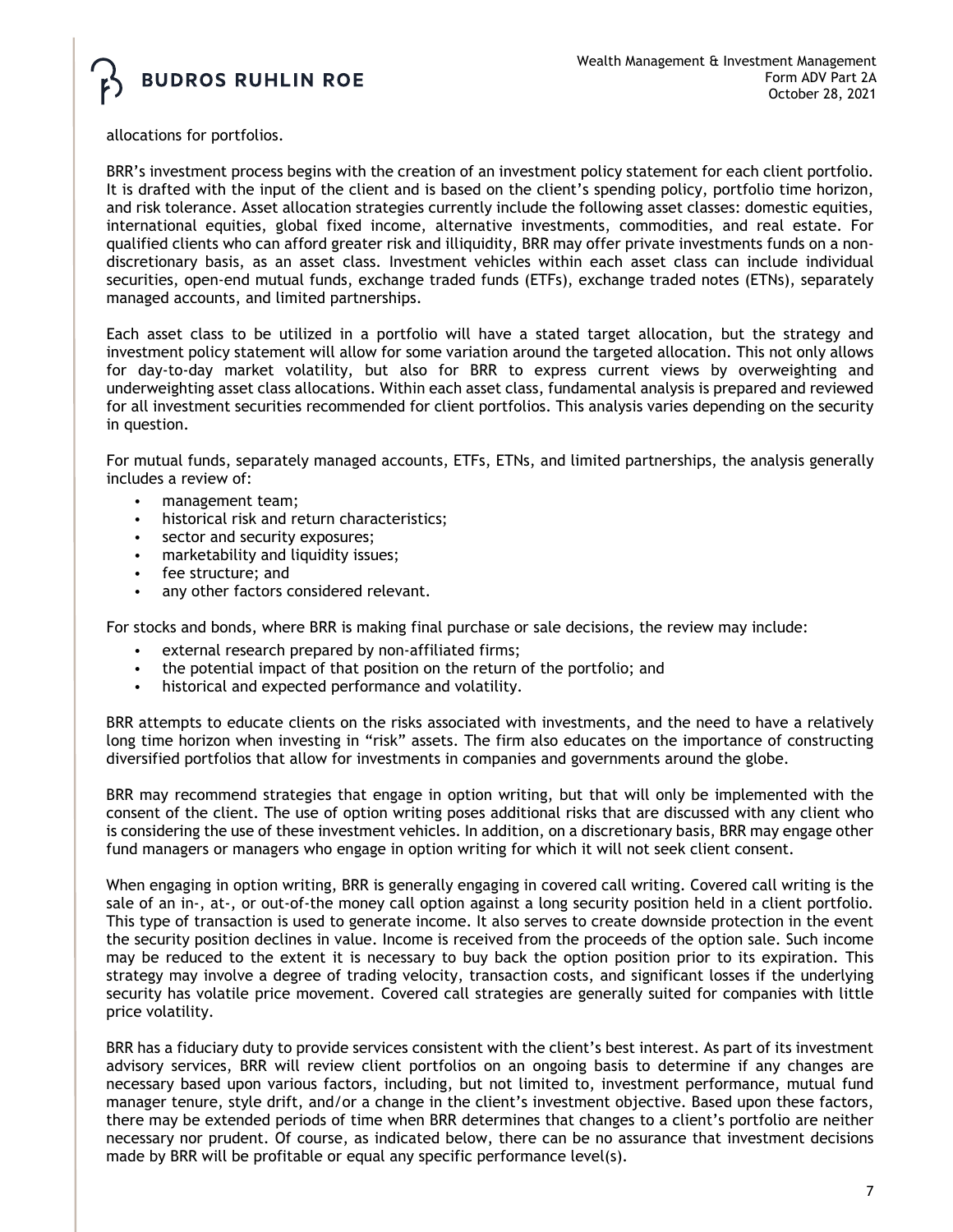allocations for portfolios.

BRR's investment process begins with the creation of an investment policy statement for each client portfolio. It is drafted with the input of the client and is based on the client's spending policy, portfolio time horizon, and risk tolerance. Asset allocation strategies currently include the following asset classes: domestic equities, international equities, global fixed income, alternative investments, commodities, and real estate. For qualified clients who can afford greater risk and illiquidity, BRR may offer private investments funds on a non-discretionary basis, as an asset class. Investment vehicles within each asset class can include individual securities, open-end mutual funds, exchange traded funds (ETFs), exchange traded notes (ETNs), separately managed accounts, and limited partnerships.

Each asset class to be utilized in a portfolio will have a stated target allocation, but the strategy and investment policy statement will allow for some variation around the targeted allocation. This not only allows for day-to-day market volatility, but also for BRR to express current views by overweighting and underweighting asset class allocations. Within each asset class, fundamental analysis is prepared and reviewed for all investment securities recommended for client portfolios. This analysis varies depending on the security in question.

For mutual funds, separately managed accounts, ETFs, ETNs, and limited partnerships, the analysis generally includes a review of:

- management team;
- historical risk and return characteristics;
- sector and security exposures;
- marketability and liquidity issues;
- fee structure; and
- any other factors considered relevant.

For stocks and bonds, where BRR is making final purchase or sale decisions, the review may include:

- external research prepared by non-affiliated firms;
- the potential impact of that position on the return of the portfolio; and
- historical and expected performance and volatility.

BRR attempts to educate clients on the risks associated with investments, and the need to have a relatively long time horizon when investing in "risk" assets. The firm also educates on the importance of constructing diversified portfolios that allow for investments in companies and governments around the globe.

BRR may recommend strategies that engage in option writing, but that will only be implemented with the consent of the client. The use of option writing poses additional risks that are discussed with any client who is considering the use of these investment vehicles. In addition, on a discretionary basis, BRR may engage other fund managers or managers who engage in option writing for which it will not seek client consent.

When engaging in option writing, BRR is generally engaging in covered call writing. Covered call writing is the sale of an in-, at-, or out-of-the money call option against a long security position held in a client portfolio. This type of transaction is used to generate income. It also serves to create downside protection in the event the security position declines in value. Income is received from the proceeds of the option sale. Such income may be reduced to the extent it is necessary to buy back the option position prior to its expiration. This strategy may involve a degree of trading velocity, transaction costs, and significant losses if the underlying security has volatile price movement. Covered call strategies are generally suited for companies with little price volatility.

BRR has a fiduciary duty to provide services consistent with the client's best interest. As part of its investment advisory services, BRR will review client portfolios on an ongoing basis to determine if any changes are necessary based upon various factors, including, but not limited to, investment performance, mutual fund manager tenure, style drift, and/or a change in the client's investment objective. Based upon these factors, there may be extended periods of time when BRR determines that changes to a client's portfolio are neither necessary nor prudent. Of course, as indicated below, there can be no assurance that investment decisions made by BRR will be profitable or equal any specific performance level(s).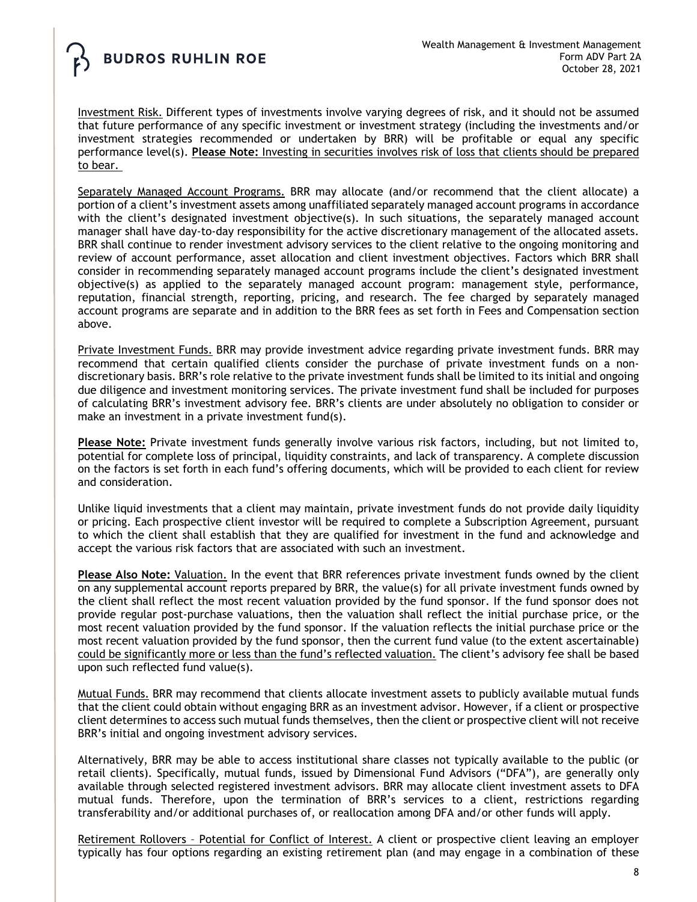Investment Risk. Different types of investments involve varying degrees of risk, and it should not be assumed that future performance of any specific investment or investment strategy (including the investments and/or investment strategies recommended or undertaken by BRR) will be profitable or equal any specific performance level(s). **Please Note:** Investing in securities involves risk of loss that clients should be prepared to bear.

Separately Managed Account Programs. BRR may allocate (and/or recommend that the client allocate) a portion of a client's investment assets among unaffiliated separately managed account programs in accordance with the client's designated investment objective(s). In such situations, the separately managed account manager shall have day-to-day responsibility for the active discretionary management of the allocated assets. BRR shall continue to render investment advisory services to the client relative to the ongoing monitoring and review of account performance, asset allocation and client investment objectives. Factors which BRR shall consider in recommending separately managed account programs include the client's designated investment objective(s) as applied to the separately managed account program: management style, performance, reputation, financial strength, reporting, pricing, and research. The fee charged by separately managed account programs are separate and in addition to the BRR fees as set forth in Fees and Compensation section above.

Private Investment Funds. BRR may provide investment advice regarding private investment funds. BRR may recommend that certain qualified clients consider the purchase of private investment funds on a non-discretionary basis. BRR's role relative to the private investment funds shall be limited to its initial and ongoing due diligence and investment monitoring services. The private investment fund shall be included for purposes of calculating BRR's investment advisory fee. BRR's clients are under absolutely no obligation to consider or make an investment in a private investment fund(s).

**Please Note:** Private investment funds generally involve various risk factors, including, but not limited to, potential for complete loss of principal, liquidity constraints, and lack of transparency. A complete discussion on the factors is set forth in each fund's offering documents, which will be provided to each client for review and consideration.

Unlike liquid investments that a client may maintain, private investment funds do not provide daily liquidity or pricing. Each prospective client investor will be required to complete a Subscription Agreement, pursuant to which the client shall establish that they are qualified for investment in the fund and acknowledge and accept the various risk factors that are associated with such an investment.

**Please Also Note:** Valuation. In the event that BRR references private investment funds owned by the client on any supplemental account reports prepared by BRR, the value(s) for all private investment funds owned by the client shall reflect the most recent valuation provided by the fund sponsor. If the fund sponsor does not provide regular post-purchase valuations, then the valuation shall reflect the initial purchase price, or the most recent valuation provided by the fund sponsor. If the valuation reflects the initial purchase price or the most recent valuation provided by the fund sponsor, then the current fund value (to the extent ascertainable) could be significantly more or less than the fund's reflected valuation. The client's advisory fee shall be based upon such reflected fund value(s).

Mutual Funds. BRR may recommend that clients allocate investment assets to publicly available mutual funds that the client could obtain without engaging BRR as an investment advisor. However, if a client or prospective client determines to access such mutual funds themselves, then the client or prospective client will not receive BRR's initial and ongoing investment advisory services.

Alternatively, BRR may be able to access institutional share classes not typically available to the public (or retail clients). Specifically, mutual funds, issued by Dimensional Fund Advisors ("DFA"), are generally only available through selected registered investment advisors. BRR may allocate client investment assets to DFA mutual funds. Therefore, upon the termination of BRR's services to a client, restrictions regarding transferability and/or additional purchases of, or reallocation among DFA and/or other funds will apply.

Retirement Rollovers – Potential for Conflict of Interest. A client or prospective client leaving an employer typically has four options regarding an existing retirement plan (and may engage in a combination of these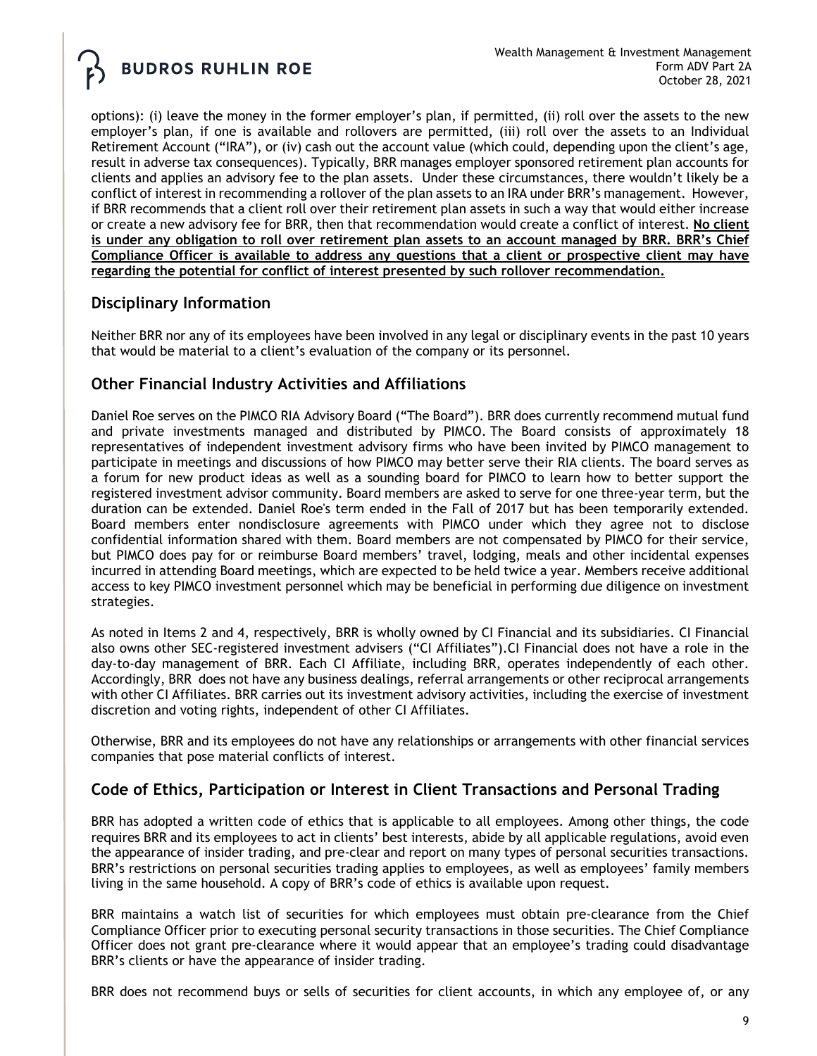options): (i) leave the money in the former employer's plan, if permitted, (ii) roll over the assets to the new employer's plan, if one is available and rollovers are permitted, (iii) roll over the assets to an Individual Retirement Account ("IRA"), or (iv) cash out the account value (which could, depending upon the client's age, result in adverse tax consequences). Typically, BRR manages employer sponsored retirement plan accounts for clients and applies an advisory fee to the plan assets. Under these circumstances, there wouldn't likely be a conflict of interest in recommending a rollover of the plan assets to an IRA under BRR's management. However, if BRR recommends that a client roll over their retirement plan assets in such a way that would either increase or create a new advisory fee for BRR, then that recommendation would create a conflict of interest. **No client is under any obligation to roll over retirement plan assets to an account managed by BRR. BRR's Chief Compliance Officer is available to address any questions that a client or prospective client may have regarding the potential for conflict of interest presented by such rollover recommendation.**

## Disciplinary Information

Neither BRR nor any of its employees have been involved in any legal or disciplinary events in the past 10 years that would be material to a client's evaluation of the company or its personnel.

## Other Financial Industry Activities and Affiliations

Daniel Roe serves on the PIMCO RIA Advisory Board ("The Board"). BRR does currently recommend mutual fund and private investments managed and distributed by PIMCO. The Board consists of approximately 18 representatives of independent investment advisory firms who have been invited by PIMCO management to participate in meetings and discussions of how PIMCO may better serve their RIA clients. The board serves as a forum for new product ideas as well as a sounding board for PIMCO to learn how to better support the registered investment advisor community. Board members are asked to serve for one three-year term, but the duration can be extended. Daniel Roe's term ended in the Fall of 2017 but has been temporarily extended. Board members enter nondisclosure agreements with PIMCO under which they agree not to disclose confidential information shared with them. Board members are not compensated by PIMCO for their service, but PIMCO does pay for or reimburse Board members' travel, lodging, meals and other incidental expenses incurred in attending Board meetings, which are expected to be held twice a year. Members receive additional access to key PIMCO investment personnel which may be beneficial in performing due diligence on investment strategies.

As noted in Items 2 and 4, respectively, BRR is wholly owned by CI Financial and its subsidiaries. CI Financial also owns other SEC-registered investment advisers ("CI Affiliates").CI Financial does not have a role in the day-to-day management of BRR. Each CI Affiliate, including BRR, operates independently of each other. Accordingly, BRR does not have any business dealings, referral arrangements or other reciprocal arrangements with other CI Affiliates. BRR carries out its investment advisory activities, including the exercise of investment discretion and voting rights, independent of other CI Affiliates.

Otherwise, BRR and its employees do not have any relationships or arrangements with other financial services companies that pose material conflicts of interest.

## Code of Ethics, Participation or Interest in Client Transactions and Personal Trading

BRR has adopted a written code of ethics that is applicable to all employees. Among other things, the code requires BRR and its employees to act in clients' best interests, abide by all applicable regulations, avoid even the appearance of insider trading, and pre-clear and report on many types of personal securities transactions. BRR's restrictions on personal securities trading applies to employees, as well as employees' family members living in the same household. A copy of BRR's code of ethics is available upon request.

BRR maintains a watch list of securities for which employees must obtain pre-clearance from the Chief Compliance Officer prior to executing personal security transactions in those securities. The Chief Compliance Officer does not grant pre-clearance where it would appear that an employee's trading could disadvantage BRR's clients or have the appearance of insider trading.

BRR does not recommend buys or sells of securities for client accounts, in which any employee of, or any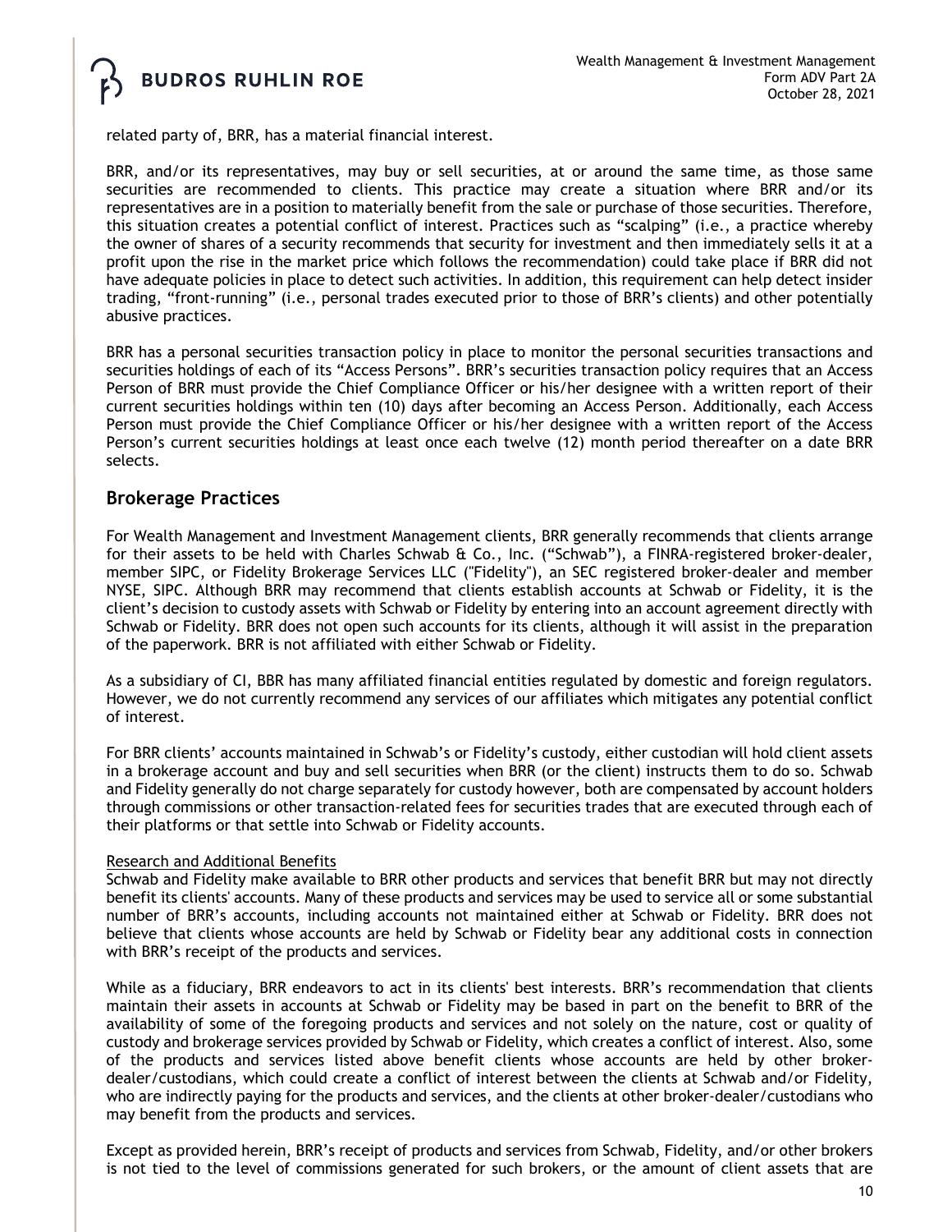related party of, BRR, has a material financial interest.

BRR, and/or its representatives, may buy or sell securities, at or around the same time, as those same securities are recommended to clients. This practice may create a situation where BRR and/or its representatives are in a position to materially benefit from the sale or purchase of those securities. Therefore, this situation creates a potential conflict of interest. Practices such as "scalping" (i.e., a practice whereby the owner of shares of a security recommends that security for investment and then immediately sells it at a profit upon the rise in the market price which follows the recommendation) could take place if BRR did not have adequate policies in place to detect such activities. In addition, this requirement can help detect insider trading, "front-running" (i.e., personal trades executed prior to those of BRR's clients) and other potentially abusive practices.

BRR has a personal securities transaction policy in place to monitor the personal securities transactions and securities holdings of each of its "Access Persons". BRR's securities transaction policy requires that an Access Person of BRR must provide the Chief Compliance Officer or his/her designee with a written report of their current securities holdings within ten (10) days after becoming an Access Person. Additionally, each Access Person must provide the Chief Compliance Officer or his/her designee with a written report of the Access Person's current securities holdings at least once each twelve (12) month period thereafter on a date BRR selects.

## Brokerage Practices

For Wealth Management and Investment Management clients, BRR generally recommends that clients arrange for their assets to be held with Charles Schwab & Co., Inc. ("Schwab"), a FINRA-registered broker-dealer, member SIPC, or Fidelity Brokerage Services LLC ("Fidelity"), an SEC registered broker-dealer and member NYSE, SIPC. Although BRR may recommend that clients establish accounts at Schwab or Fidelity, it is the client's decision to custody assets with Schwab or Fidelity by entering into an account agreement directly with Schwab or Fidelity. BRR does not open such accounts for its clients, although it will assist in the preparation of the paperwork. BRR is not affiliated with either Schwab or Fidelity.

As a subsidiary of CI, BBR has many affiliated financial entities regulated by domestic and foreign regulators. However, we do not currently recommend any services of our affiliates which mitigates any potential conflict of interest.

For BRR clients' accounts maintained in Schwab's or Fidelity's custody, either custodian will hold client assets in a brokerage account and buy and sell securities when BRR (or the client) instructs them to do so. Schwab and Fidelity generally do not charge separately for custody however, both are compensated by account holders through commissions or other transaction-related fees for securities trades that are executed through each of their platforms or that settle into Schwab or Fidelity accounts.

<u>Research and Additional Benefits</u>

Schwab and Fidelity make available to BRR other products and services that benefit BRR but may not directly benefit its clients' accounts. Many of these products and services may be used to service all or some substantial number of BRR's accounts, including accounts not maintained either at Schwab or Fidelity. BRR does not believe that clients whose accounts are held by Schwab or Fidelity bear any additional costs in connection with BRR's receipt of the products and services.

While as a fiduciary, BRR endeavors to act in its clients' best interests. BRR's recommendation that clients maintain their assets in accounts at Schwab or Fidelity may be based in part on the benefit to BRR of the availability of some of the foregoing products and services and not solely on the nature, cost or quality of custody and brokerage services provided by Schwab or Fidelity, which creates a conflict of interest. Also, some of the products and services listed above benefit clients whose accounts are held by other broker-dealer/custodians, which could create a conflict of interest between the clients at Schwab and/or Fidelity, who are indirectly paying for the products and services, and the clients at other broker-dealer/custodians who may benefit from the products and services.

Except as provided herein, BRR's receipt of products and services from Schwab, Fidelity, and/or other brokers is not tied to the level of commissions generated for such brokers, or the amount of client assets that are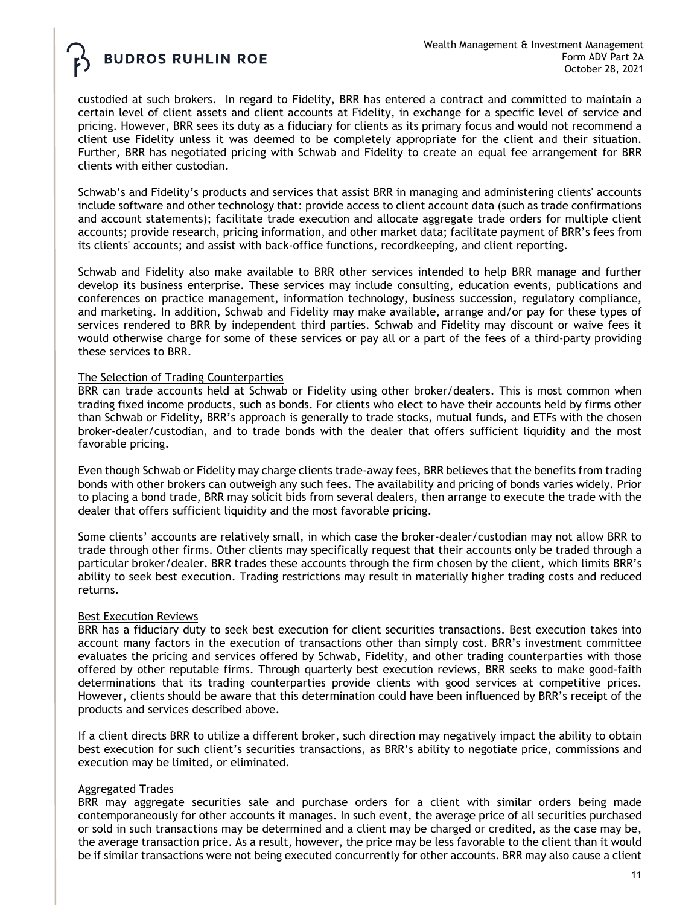custodied at such brokers. In regard to Fidelity, BRR has entered a contract and committed to maintain a certain level of client assets and client accounts at Fidelity, in exchange for a specific level of service and pricing. However, BRR sees its duty as a fiduciary for clients as its primary focus and would not recommend a client use Fidelity unless it was deemed to be completely appropriate for the client and their situation. Further, BRR has negotiated pricing with Schwab and Fidelity to create an equal fee arrangement for BRR clients with either custodian.

Schwab's and Fidelity's products and services that assist BRR in managing and administering clients' accounts include software and other technology that: provide access to client account data (such as trade confirmations and account statements); facilitate trade execution and allocate aggregate trade orders for multiple client accounts; provide research, pricing information, and other market data; facilitate payment of BRR's fees from its clients' accounts; and assist with back-office functions, recordkeeping, and client reporting.

Schwab and Fidelity also make available to BRR other services intended to help BRR manage and further develop its business enterprise. These services may include consulting, education events, publications and conferences on practice management, information technology, business succession, regulatory compliance, and marketing. In addition, Schwab and Fidelity may make available, arrange and/or pay for these types of services rendered to BRR by independent third parties. Schwab and Fidelity may discount or waive fees it would otherwise charge for some of these services or pay all or a part of the fees of a third-party providing these services to BRR.

The Selection of Trading Counterparties

BRR can trade accounts held at Schwab or Fidelity using other broker/dealers. This is most common when trading fixed income products, such as bonds. For clients who elect to have their accounts held by firms other than Schwab or Fidelity, BRR's approach is generally to trade stocks, mutual funds, and ETFs with the chosen broker-dealer/custodian, and to trade bonds with the dealer that offers sufficient liquidity and the most favorable pricing.

Even though Schwab or Fidelity may charge clients trade-away fees, BRR believes that the benefits from trading bonds with other brokers can outweigh any such fees. The availability and pricing of bonds varies widely. Prior to placing a bond trade, BRR may solicit bids from several dealers, then arrange to execute the trade with the dealer that offers sufficient liquidity and the most favorable pricing.

Some clients' accounts are relatively small, in which case the broker-dealer/custodian may not allow BRR to trade through other firms. Other clients may specifically request that their accounts only be traded through a particular broker/dealer. BRR trades these accounts through the firm chosen by the client, which limits BRR's ability to seek best execution. Trading restrictions may result in materially higher trading costs and reduced returns.

Best Execution Reviews

BRR has a fiduciary duty to seek best execution for client securities transactions. Best execution takes into account many factors in the execution of transactions other than simply cost. BRR's investment committee evaluates the pricing and services offered by Schwab, Fidelity, and other trading counterparties with those offered by other reputable firms. Through quarterly best execution reviews, BRR seeks to make good-faith determinations that its trading counterparties provide clients with good services at competitive prices. However, clients should be aware that this determination could have been influenced by BRR's receipt of the products and services described above.

If a client directs BRR to utilize a different broker, such direction may negatively impact the ability to obtain best execution for such client's securities transactions, as BRR's ability to negotiate price, commissions and execution may be limited, or eliminated.

Aggregated Trades

BRR may aggregate securities sale and purchase orders for a client with similar orders being made contemporaneously for other accounts it manages. In such event, the average price of all securities purchased or sold in such transactions may be determined and a client may be charged or credited, as the case may be, the average transaction price. As a result, however, the price may be less favorable to the client than it would be if similar transactions were not being executed concurrently for other accounts. BRR may also cause a client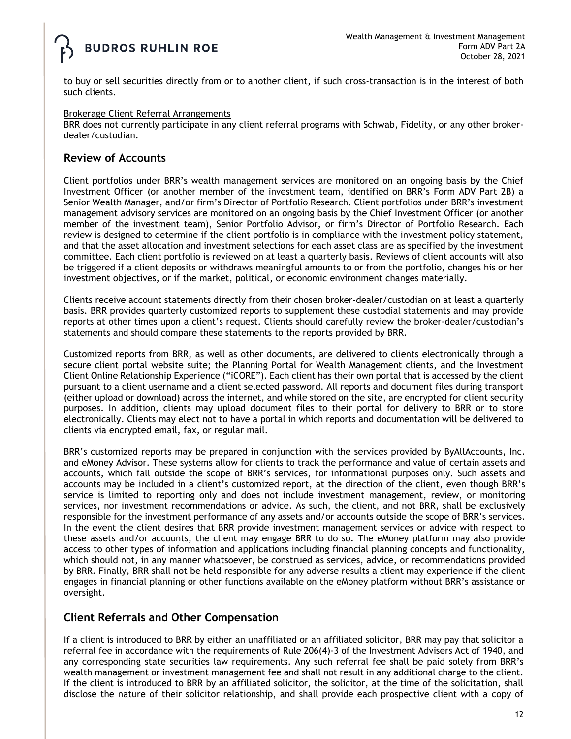to buy or sell securities directly from or to another client, if such cross-transaction is in the interest of both such clients.

Brokerage Client Referral Arrangements

BRR does not currently participate in any client referral programs with Schwab, Fidelity, or any other broker-dealer/custodian.

## Review of Accounts

Client portfolios under BRR's wealth management services are monitored on an ongoing basis by the Chief Investment Officer (or another member of the investment team, identified on BRR's Form ADV Part 2B) a Senior Wealth Manager, and/or firm's Director of Portfolio Research. Client portfolios under BRR's investment management advisory services are monitored on an ongoing basis by the Chief Investment Officer (or another member of the investment team), Senior Portfolio Advisor, or firm's Director of Portfolio Research. Each review is designed to determine if the client portfolio is in compliance with the investment policy statement, and that the asset allocation and investment selections for each asset class are as specified by the investment committee. Each client portfolio is reviewed on at least a quarterly basis. Reviews of client accounts will also be triggered if a client deposits or withdraws meaningful amounts to or from the portfolio, changes his or her investment objectives, or if the market, political, or economic environment changes materially.

Clients receive account statements directly from their chosen broker-dealer/custodian on at least a quarterly basis. BRR provides quarterly customized reports to supplement these custodial statements and may provide reports at other times upon a client's request. Clients should carefully review the broker-dealer/custodian's statements and should compare these statements to the reports provided by BRR.

Customized reports from BRR, as well as other documents, are delivered to clients electronically through a secure client portal website suite; the Planning Portal for Wealth Management clients, and the Investment Client Online Relationship Experience ("iCORE"). Each client has their own portal that is accessed by the client pursuant to a client username and a client selected password. All reports and document files during transport (either upload or download) across the internet, and while stored on the site, are encrypted for client security purposes. In addition, clients may upload document files to their portal for delivery to BRR or to store electronically. Clients may elect not to have a portal in which reports and documentation will be delivered to clients via encrypted email, fax, or regular mail.

BRR's customized reports may be prepared in conjunction with the services provided by ByAllAccounts, Inc. and eMoney Advisor. These systems allow for clients to track the performance and value of certain assets and accounts, which fall outside the scope of BRR's services, for informational purposes only. Such assets and accounts may be included in a client's customized report, at the direction of the client, even though BRR's service is limited to reporting only and does not include investment management, review, or monitoring services, nor investment recommendations or advice. As such, the client, and not BRR, shall be exclusively responsible for the investment performance of any assets and/or accounts outside the scope of BRR's services. In the event the client desires that BRR provide investment management services or advice with respect to these assets and/or accounts, the client may engage BRR to do so. The eMoney platform may also provide access to other types of information and applications including financial planning concepts and functionality, which should not, in any manner whatsoever, be construed as services, advice, or recommendations provided by BRR. Finally, BRR shall not be held responsible for any adverse results a client may experience if the client engages in financial planning or other functions available on the eMoney platform without BRR's assistance or oversight.

## Client Referrals and Other Compensation

If a client is introduced to BRR by either an unaffiliated or an affiliated solicitor, BRR may pay that solicitor a referral fee in accordance with the requirements of Rule 206(4)-3 of the Investment Advisers Act of 1940, and any corresponding state securities law requirements. Any such referral fee shall be paid solely from BRR's wealth management or investment management fee and shall not result in any additional charge to the client. If the client is introduced to BRR by an affiliated solicitor, the solicitor, at the time of the solicitation, shall disclose the nature of their solicitor relationship, and shall provide each prospective client with a copy of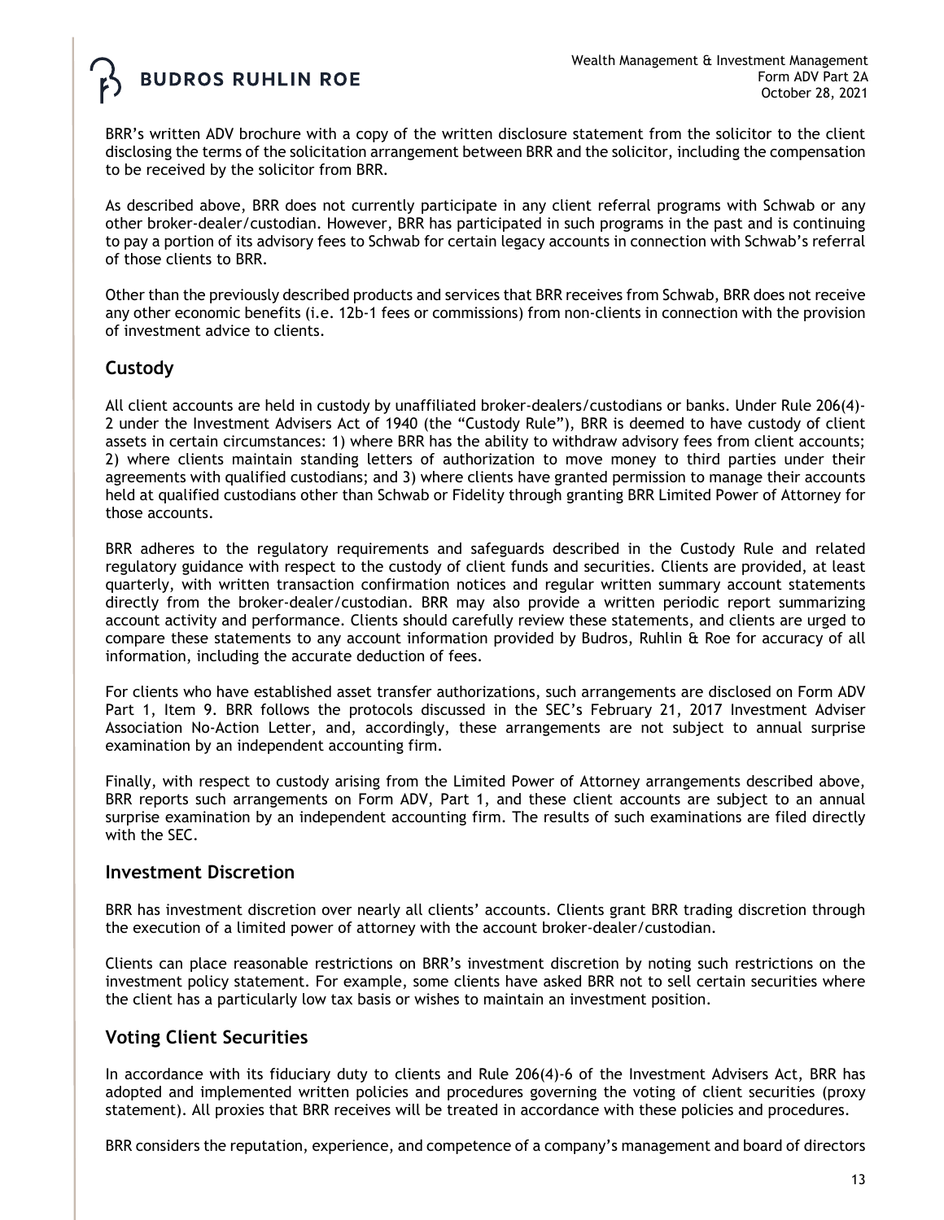BRR's written ADV brochure with a copy of the written disclosure statement from the solicitor to the client disclosing the terms of the solicitation arrangement between BRR and the solicitor, including the compensation to be received by the solicitor from BRR.

As described above, BRR does not currently participate in any client referral programs with Schwab or any other broker-dealer/custodian. However, BRR has participated in such programs in the past and is continuing to pay a portion of its advisory fees to Schwab for certain legacy accounts in connection with Schwab's referral of those clients to BRR.

Other than the previously described products and services that BRR receives from Schwab, BRR does not receive any other economic benefits (i.e. 12b-1 fees or commissions) from non-clients in connection with the provision of investment advice to clients.

## Custody

All client accounts are held in custody by unaffiliated broker-dealers/custodians or banks. Under Rule 206(4)-2 under the Investment Advisers Act of 1940 (the "Custody Rule"), BRR is deemed to have custody of client assets in certain circumstances: 1) where BRR has the ability to withdraw advisory fees from client accounts; 2) where clients maintain standing letters of authorization to move money to third parties under their agreements with qualified custodians; and 3) where clients have granted permission to manage their accounts held at qualified custodians other than Schwab or Fidelity through granting BRR Limited Power of Attorney for those accounts.

BRR adheres to the regulatory requirements and safeguards described in the Custody Rule and related regulatory guidance with respect to the custody of client funds and securities. Clients are provided, at least quarterly, with written transaction confirmation notices and regular written summary account statements directly from the broker-dealer/custodian. BRR may also provide a written periodic report summarizing account activity and performance. Clients should carefully review these statements, and clients are urged to compare these statements to any account information provided by Budros, Ruhlin & Roe for accuracy of all information, including the accurate deduction of fees.

For clients who have established asset transfer authorizations, such arrangements are disclosed on Form ADV Part 1, Item 9. BRR follows the protocols discussed in the SEC's February 21, 2017 Investment Adviser Association No-Action Letter, and, accordingly, these arrangements are not subject to annual surprise examination by an independent accounting firm.

Finally, with respect to custody arising from the Limited Power of Attorney arrangements described above, BRR reports such arrangements on Form ADV, Part 1, and these client accounts are subject to an annual surprise examination by an independent accounting firm. The results of such examinations are filed directly with the SEC.

## Investment Discretion

BRR has investment discretion over nearly all clients' accounts. Clients grant BRR trading discretion through the execution of a limited power of attorney with the account broker-dealer/custodian.

Clients can place reasonable restrictions on BRR's investment discretion by noting such restrictions on the investment policy statement. For example, some clients have asked BRR not to sell certain securities where the client has a particularly low tax basis or wishes to maintain an investment position.

## Voting Client Securities

In accordance with its fiduciary duty to clients and Rule 206(4)-6 of the Investment Advisers Act, BRR has adopted and implemented written policies and procedures governing the voting of client securities (proxy statement). All proxies that BRR receives will be treated in accordance with these policies and procedures.

BRR considers the reputation, experience, and competence of a company's management and board of directors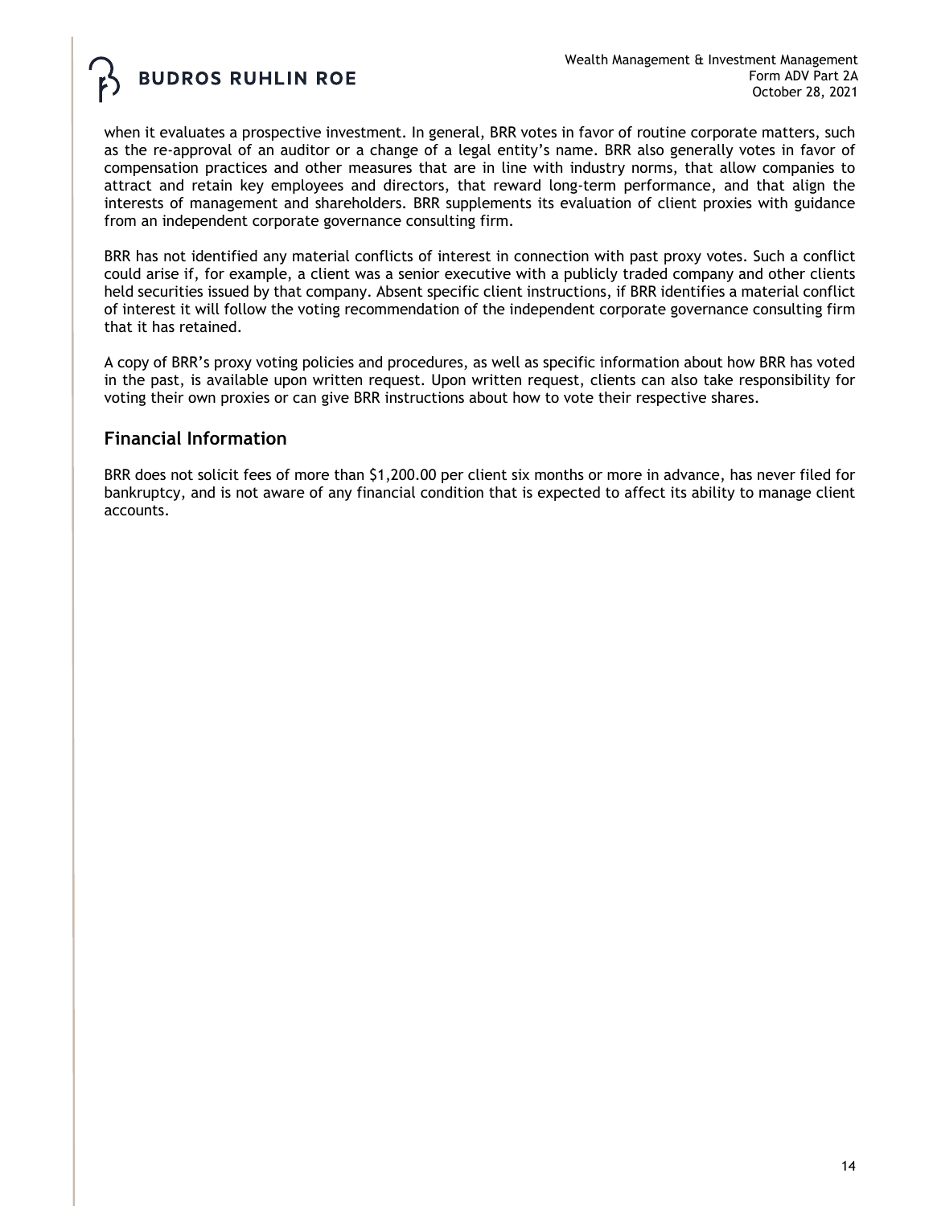when it evaluates a prospective investment. In general, BRR votes in favor of routine corporate matters, such as the re-approval of an auditor or a change of a legal entity's name. BRR also generally votes in favor of compensation practices and other measures that are in line with industry norms, that allow companies to attract and retain key employees and directors, that reward long-term performance, and that align the interests of management and shareholders. BRR supplements its evaluation of client proxies with guidance from an independent corporate governance consulting firm.

BRR has not identified any material conflicts of interest in connection with past proxy votes. Such a conflict could arise if, for example, a client was a senior executive with a publicly traded company and other clients held securities issued by that company. Absent specific client instructions, if BRR identifies a material conflict of interest it will follow the voting recommendation of the independent corporate governance consulting firm that it has retained.

A copy of BRR's proxy voting policies and procedures, as well as specific information about how BRR has voted in the past, is available upon written request. Upon written request, clients can also take responsibility for voting their own proxies or can give BRR instructions about how to vote their respective shares.

## Financial Information

BRR does not solicit fees of more than $1,200.00 per client six months or more in advance, has never filed for bankruptcy, and is not aware of any financial condition that is expected to affect its ability to manage client accounts.